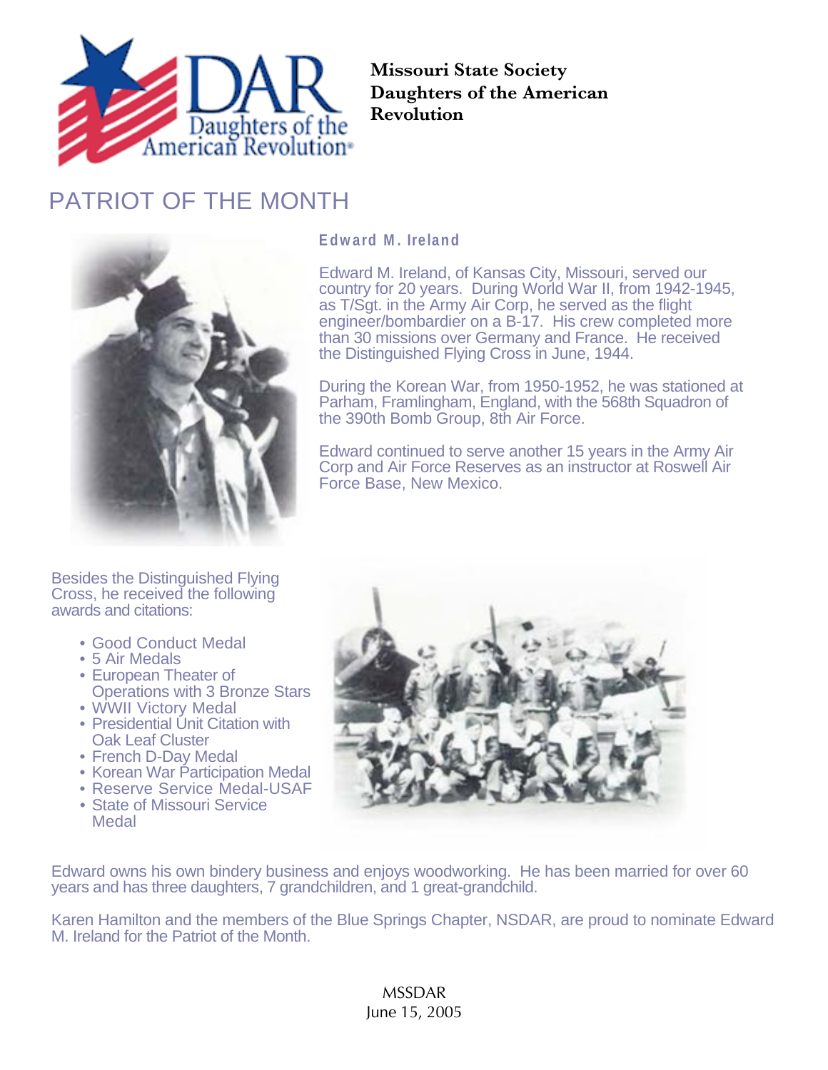Missouri State Society
Daughters of the American Revolution

# PATRIOT OF THE MONTH

## Edward M. Ireland

Edward M. Ireland, of Kansas City, Missouri, served our country for 20 years. During World War II, from 1942-1945, as T/Sgt. in the Army Air Corp, he served as the flight engineer/bombardier on a B-17. His crew completed more than 30 missions over Germany and France. He received the Distinguished Flying Cross in June, 1944.

During the Korean War, from 1950-1952, he was stationed at Parham, Framlingham, England, with the 568th Squadron of the 390th Bomb Group, 8th Air Force.

Edward continued to serve another 15 years in the Army Air Corp and Air Force Reserves as an instructor at Roswell Air Force Base, New Mexico.

Besides the Distinguished Flying Cross, he received the following awards and citations:

- Good Conduct Medal
- 5 Air Medals
- European Theater of Operations with 3 Bronze Stars
- WWII Victory Medal
- Presidential Unit Citation with Oak Leaf Cluster
- French D-Day Medal
- Korean War Participation Medal
- Reserve Service Medal-USAF
- State of Missouri Service Medal

Edward owns his own bindery business and enjoys woodworking. He has been married for over 60 years and has three daughters, 7 grandchildren, and 1 great-grandchild.

Karen Hamilton and the members of the Blue Springs Chapter, NSDAR, are proud to nominate Edward M. Ireland for the Patriot of the Month.

MSSDAR
June 15, 2005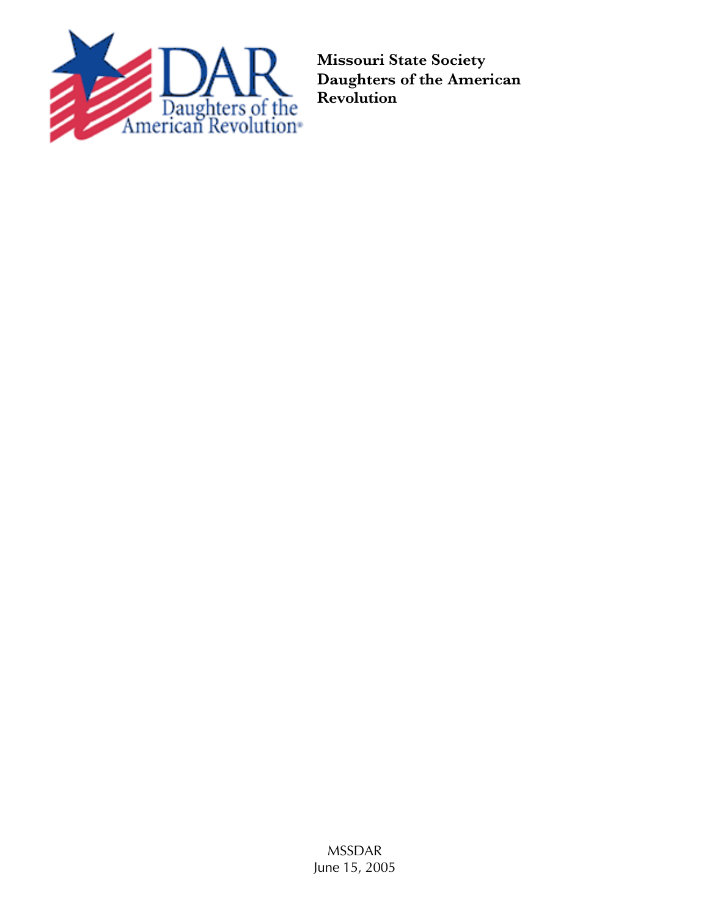**Missouri State Society**
**Daughters of the American**
**Revolution**

MSSDAR
June 15, 2005